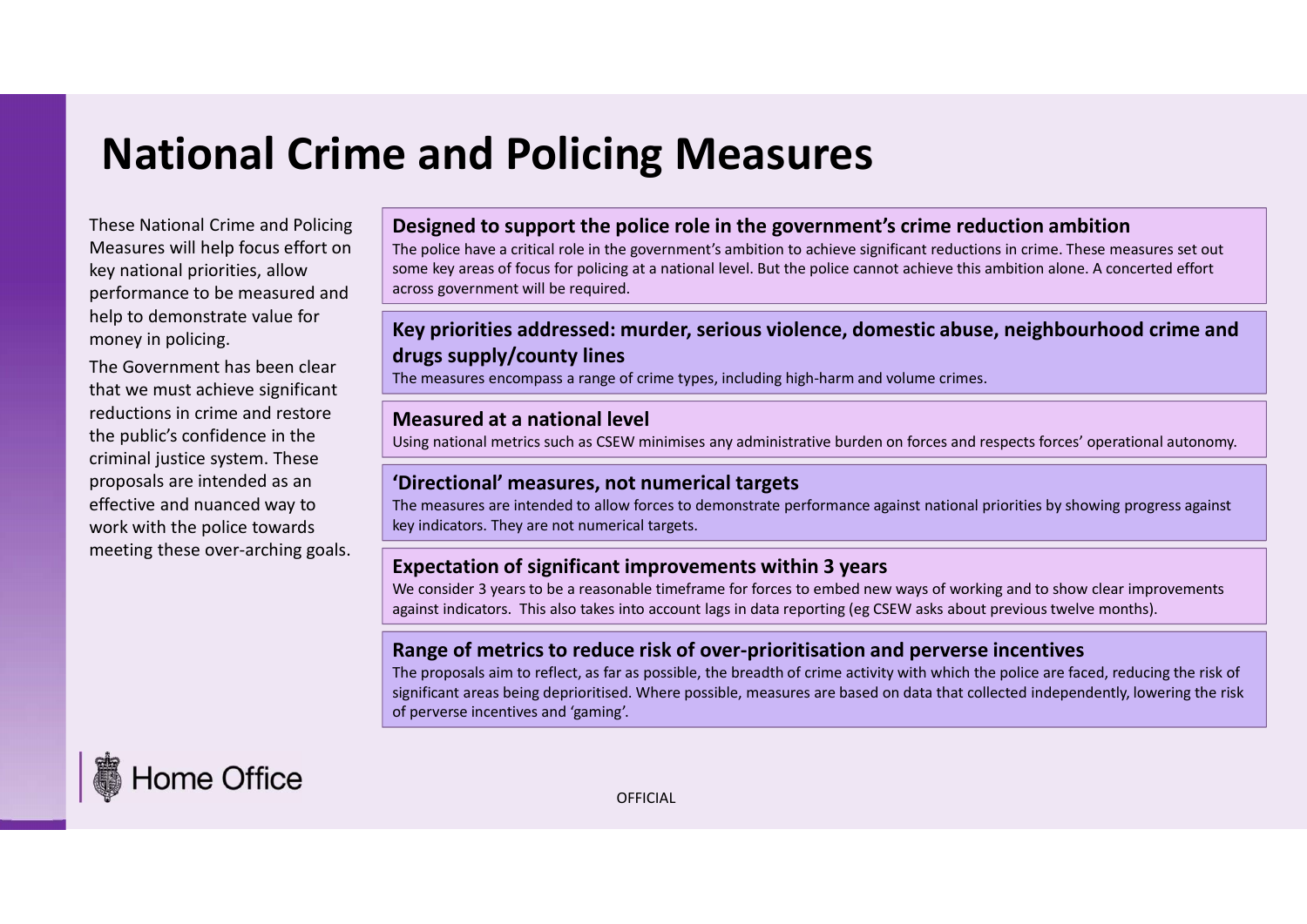# National Crime and Policing Measures

These National Crime and Policing Measures will help focus effort on key national priorities, allow performance to be measured and help to demonstrate value for money in policing.

The Government has been clear that we must achieve significant reductions in crime and restore the public's confidence in the criminal justice system. These proposals are intended as an effective and nuanced way to work with the police towards meeting these over-arching goals.

### Designed to support the police role in the government's crime reduction ambition

The police have a critical role in the government's ambition to achieve significant reductions in crime. These measures set out some key areas of focus for policing at a national level. But the police cannot achieve this ambition alone. A concerted effort across government will be required.

### Key priorities addressed: murder, serious violence, domestic abuse, neighbourhood crime and drugs supply/county lines

The measures encompass a range of crime types, including high-harm and volume crimes.

### Measured at a national level

Using national metrics such as CSEW minimises any administrative burden on forces and respects forces' operational autonomy.

### 'Directional' measures, not numerical targets

The measures are intended to allow forces to demonstrate performance against national priorities by showing progress against key indicators. They are not numerical targets.

### Expectation of significant improvements within 3 years

We consider 3 years to be a reasonable timeframe for forces to embed new ways of working and to show clear improvements against indicators. This also takes into account lags in data reporting (eg CSEW asks about previous twelve months).

### Range of metrics to reduce risk of over-prioritisation and perverse incentives

The proposals aim to reflect, as far as possible, the breadth of crime activity with which the police are faced, reducing the risk of significant areas being deprioritised. Where possible, measures are based on data that collected independently, lowering the risk of perverse incentives and 'gaming'.

Home Office

OFFICIAL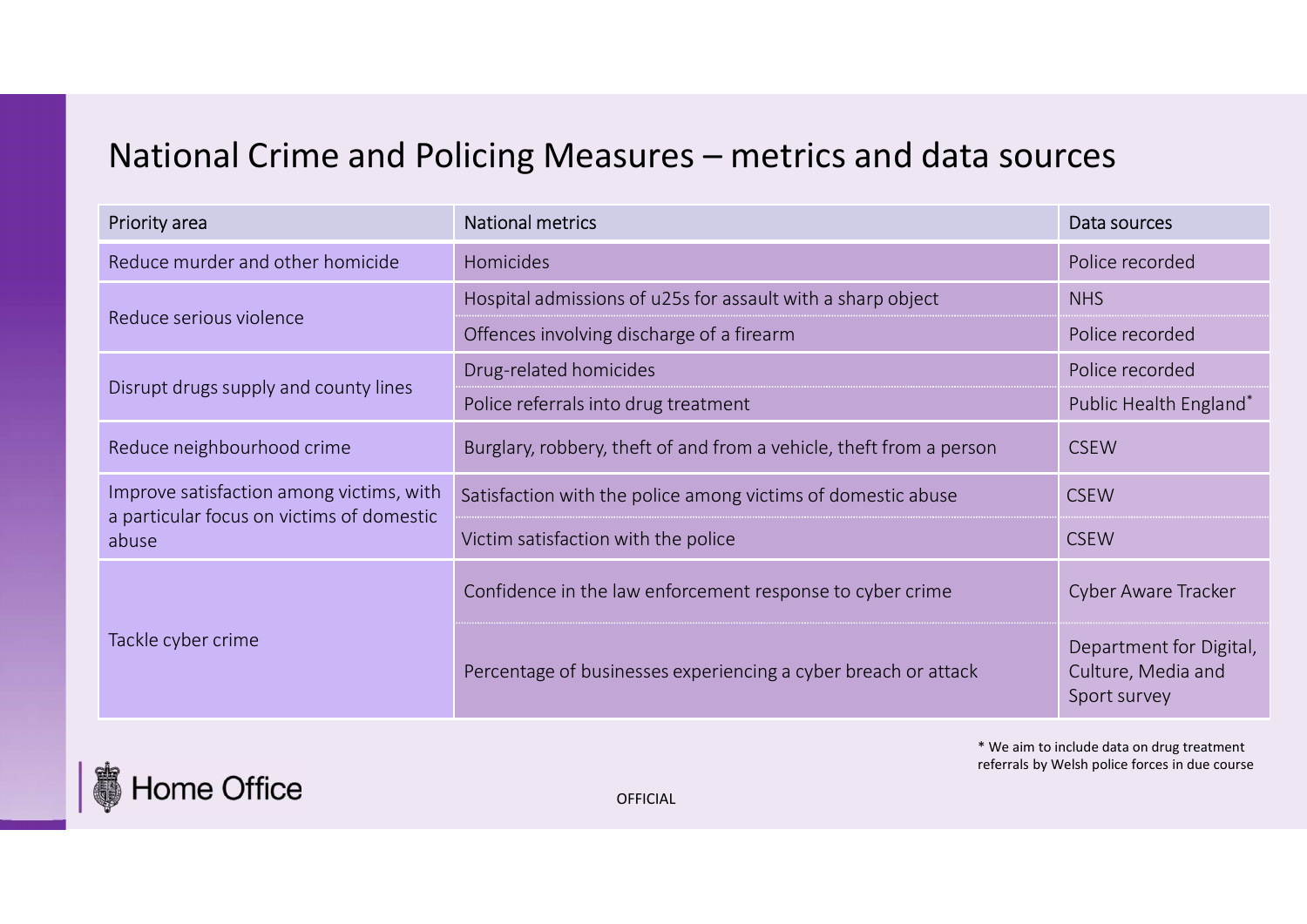# National Crime and Policing Measures – metrics and data sources

| Priority area | National metrics | Data sources |
|---|---|---|
| Reduce murder and other homicide | Homicides | Police recorded |
| Reduce serious violence | Hospital admissions of u25s for assault with a sharp object | NHS |
| | Offences involving discharge of a firearm | Police recorded |
| Disrupt drugs supply and county lines | Drug-related homicides | Police recorded |
| | Police referrals into drug treatment | Public Health England* |
| Reduce neighbourhood crime | Burglary, robbery, theft of and from a vehicle, theft from a person | CSEW |
| Improve satisfaction among victims, with a particular focus on victims of domestic abuse | Satisfaction with the police among victims of domestic abuse | CSEW |
| | Victim satisfaction with the police | CSEW |
| Tackle cyber crime | Confidence in the law enforcement response to cyber crime | Cyber Aware Tracker |
| | Percentage of businesses experiencing a cyber breach or attack | Department for Digital, Culture, Media and Sport survey |

* We aim to include data on drug treatment referrals by Welsh police forces in due course

OFFICIAL